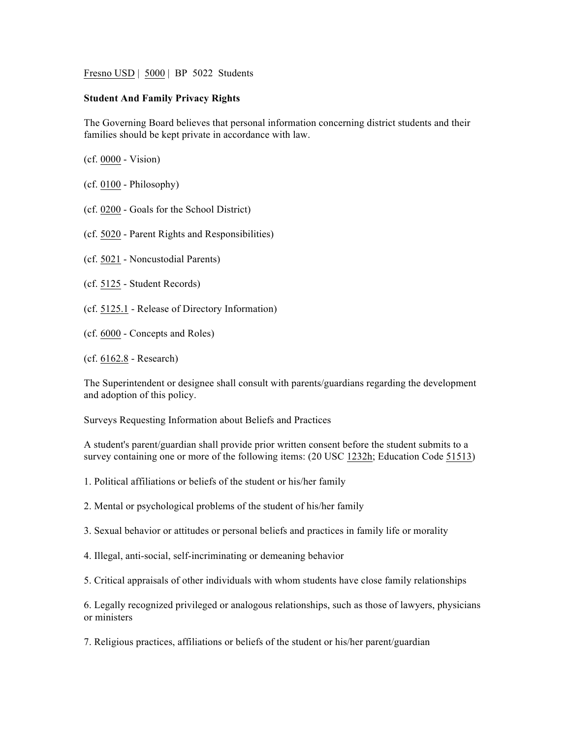Fresno USD | 5000 | BP 5022 Students

**Student And Family Privacy Rights**

The Governing Board believes that personal information concerning district students and their families should be kept private in accordance with law.

(cf. 0000 - Vision)

(cf. 0100 - Philosophy)

(cf. 0200 - Goals for the School District)

(cf. 5020 - Parent Rights and Responsibilities)

(cf. 5021 - Noncustodial Parents)

(cf. 5125 - Student Records)

(cf. 5125.1 - Release of Directory Information)

(cf. 6000 - Concepts and Roles)

(cf. 6162.8 - Research)

The Superintendent or designee shall consult with parents/guardians regarding the development and adoption of this policy.

Surveys Requesting Information about Beliefs and Practices

A student's parent/guardian shall provide prior written consent before the student submits to a survey containing one or more of the following items: (20 USC 1232h; Education Code 51513)

1. Political affiliations or beliefs of the student or his/her family

2. Mental or psychological problems of the student of his/her family

3. Sexual behavior or attitudes or personal beliefs and practices in family life or morality

4. Illegal, anti-social, self-incriminating or demeaning behavior

5. Critical appraisals of other individuals with whom students have close family relationships

6. Legally recognized privileged or analogous relationships, such as those of lawyers, physicians or ministers

7. Religious practices, affiliations or beliefs of the student or his/her parent/guardian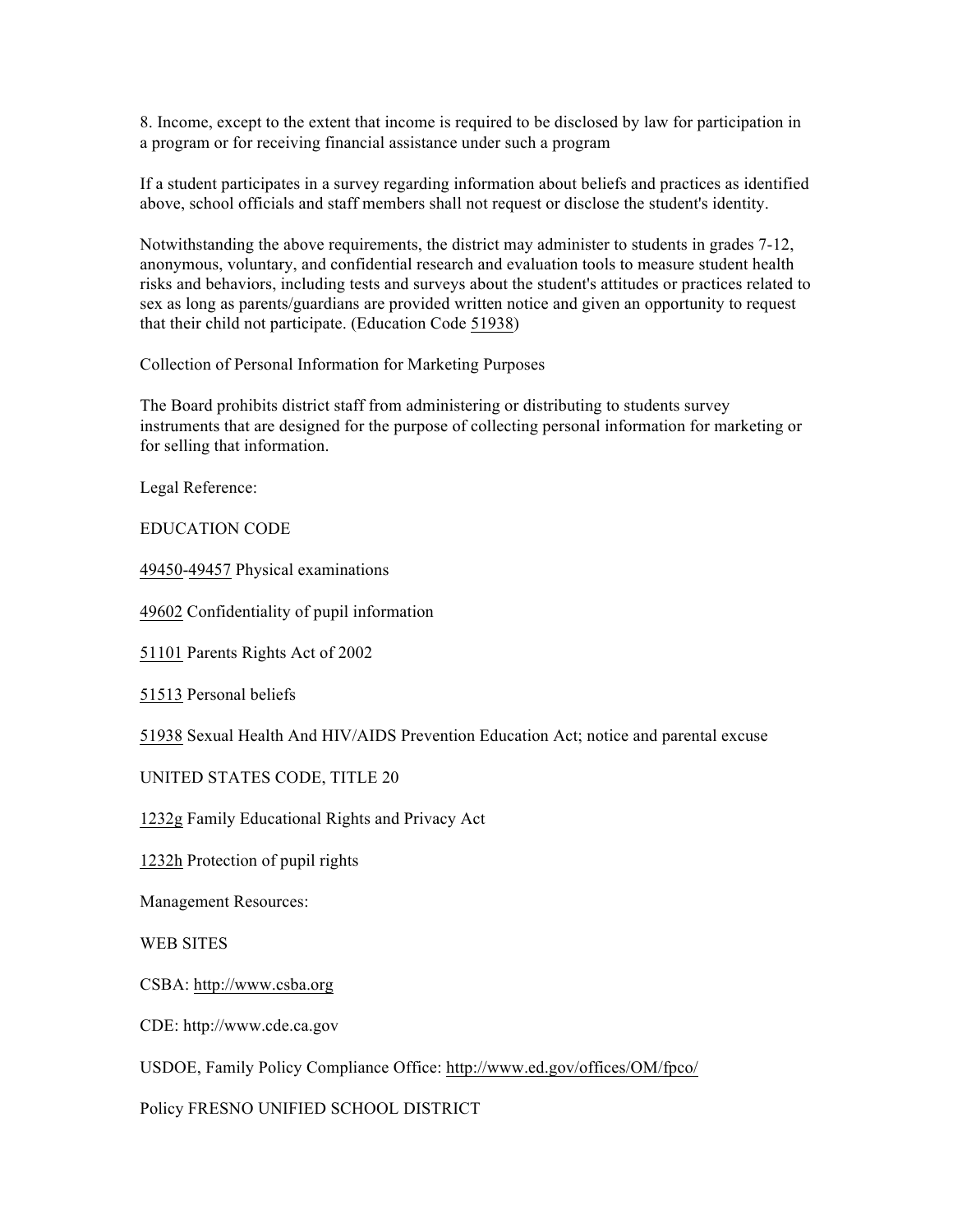8. Income, except to the extent that income is required to be disclosed by law for participation in a program or for receiving financial assistance under such a program

If a student participates in a survey regarding information about beliefs and practices as identified above, school officials and staff members shall not request or disclose the student's identity.

Notwithstanding the above requirements, the district may administer to students in grades 7-12, anonymous, voluntary, and confidential research and evaluation tools to measure student health risks and behaviors, including tests and surveys about the student's attitudes or practices related to sex as long as parents/guardians are provided written notice and given an opportunity to request that their child not participate. (Education Code 51938)

Collection of Personal Information for Marketing Purposes

The Board prohibits district staff from administering or distributing to students survey instruments that are designed for the purpose of collecting personal information for marketing or for selling that information.

Legal Reference:

EDUCATION CODE

49450-49457 Physical examinations

49602 Confidentiality of pupil information

51101 Parents Rights Act of 2002

51513 Personal beliefs

51938 Sexual Health And HIV/AIDS Prevention Education Act; notice and parental excuse

UNITED STATES CODE, TITLE 20

1232g Family Educational Rights and Privacy Act

1232h Protection of pupil rights

Management Resources:

WEB SITES

CSBA: http://www.csba.org

CDE: http://www.cde.ca.gov

USDOE, Family Policy Compliance Office: http://www.ed.gov/offices/OM/fpco/

Policy FRESNO UNIFIED SCHOOL DISTRICT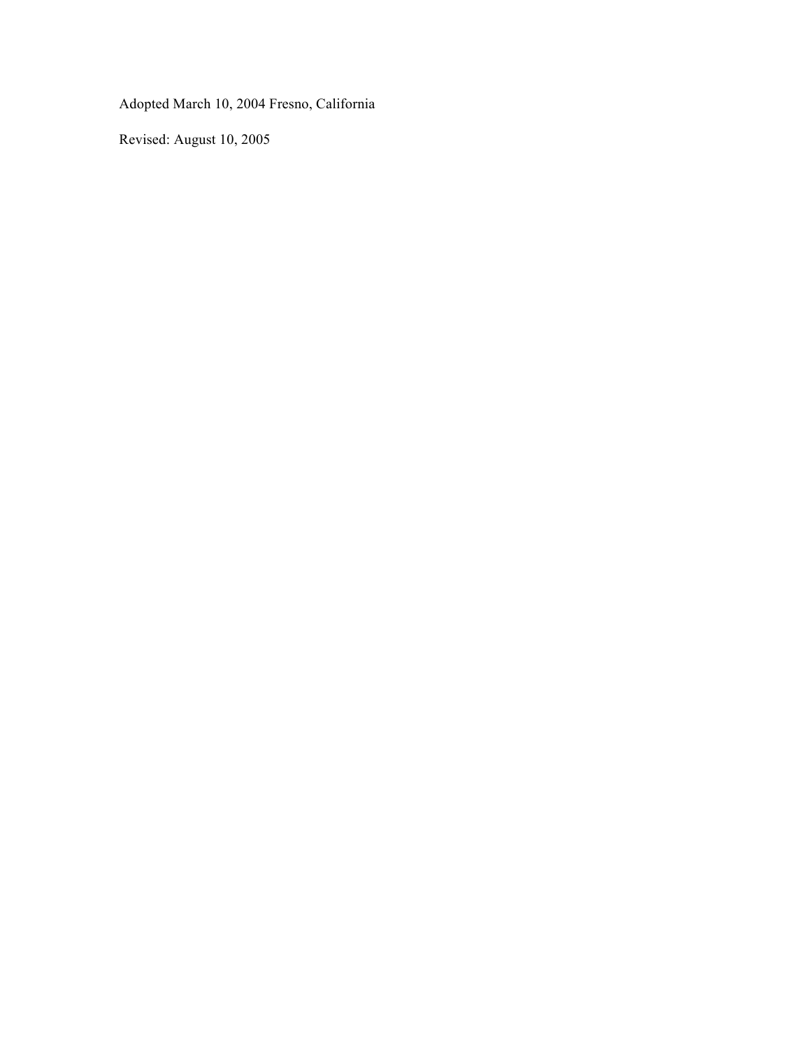Adopted March 10, 2004 Fresno, California

Revised: August 10, 2005